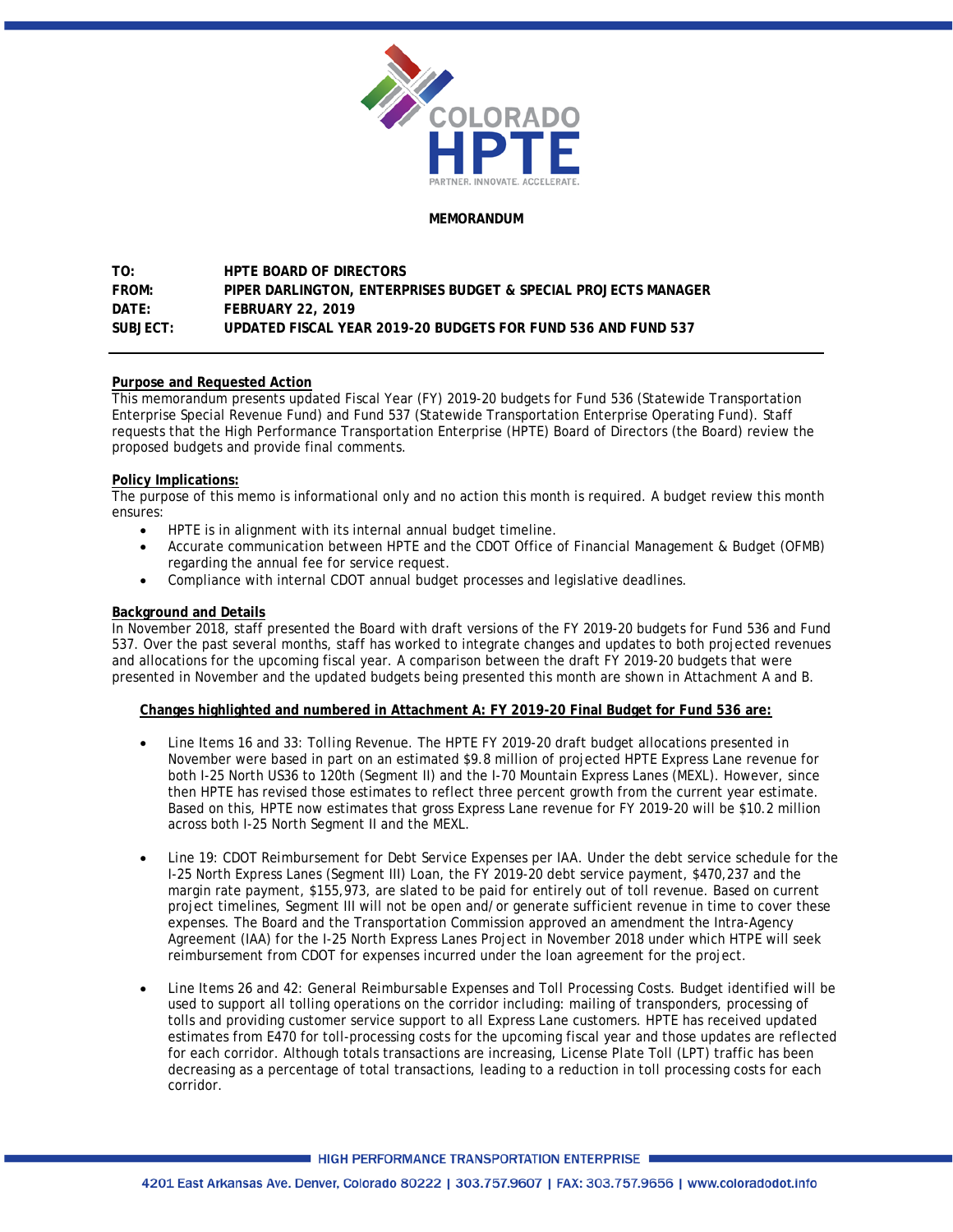**MEMORANDUM**

**TO:** HPTE BOARD OF DIRECTORS
**FROM:** PIPER DARLINGTON, ENTERPRISES BUDGET & SPECIAL PROJECTS MANAGER
**DATE:** FEBRUARY 22, 2019
**SUBJECT:** UPDATED FISCAL YEAR 2019-20 BUDGETS FOR FUND 536 AND FUND 537

---

**Purpose and Requested Action**

This memorandum presents updated Fiscal Year (FY) 2019-20 budgets for Fund 536 (Statewide Transportation Enterprise Special Revenue Fund) and Fund 537 (Statewide Transportation Enterprise Operating Fund). Staff requests that the High Performance Transportation Enterprise (HPTE) Board of Directors (the Board) review the proposed budgets and provide final comments.

**Policy Implications:**

The purpose of this memo is informational only and no action this month is required. A budget review this month ensures:

- HPTE is in alignment with its internal annual budget timeline.
- Accurate communication between HPTE and the CDOT Office of Financial Management & Budget (OFMB) regarding the annual fee for service request.
- Compliance with internal CDOT annual budget processes and legislative deadlines.

**Background and Details**

In November 2018, staff presented the Board with draft versions of the FY 2019-20 budgets for Fund 536 and Fund 537. Over the past several months, staff has worked to integrate changes and updates to both projected revenues and allocations for the upcoming fiscal year. A comparison between the draft FY 2019-20 budgets that were presented in November and the updated budgets being presented this month are shown in Attachment A and B.

**Changes highlighted and numbered in Attachment A: FY 2019-20 Final Budget for Fund 536 are:**

- Line Items 16 and 33: Tolling Revenue. The HPTE FY 2019-20 draft budget allocations presented in November were based in part on an estimated $9.8 million of projected HPTE Express Lane revenue for both I-25 North US36 to 120th (Segment II) and the I-70 Mountain Express Lanes (MEXL). However, since then HPTE has revised those estimates to reflect three percent growth from the current year estimate. Based on this, HPTE now estimates that gross Express Lane revenue for FY 2019-20 will be $10.2 million across both I-25 North Segment II and the MEXL.

- Line 19: CDOT Reimbursement for Debt Service Expenses per IAA. Under the debt service schedule for the I-25 North Express Lanes (Segment III) Loan, the FY 2019-20 debt service payment, $470,237 and the margin rate payment, $155,973, are slated to be paid for entirely out of toll revenue. Based on current project timelines, Segment III will not be open and/or generate sufficient revenue in time to cover these expenses. The Board and the Transportation Commission approved an amendment the Intra-Agency Agreement (IAA) for the I-25 North Express Lanes Project in November 2018 under which HTPE will seek reimbursement from CDOT for expenses incurred under the loan agreement for the project.

- Line Items 26 and 42: General Reimbursable Expenses and Toll Processing Costs. Budget identified will be used to support all tolling operations on the corridor including: mailing of transponders, processing of tolls and providing customer service support to all Express Lane customers. HPTE has received updated estimates from E470 for toll-processing costs for the upcoming fiscal year and those updates are reflected for each corridor. Although totals transactions are increasing, License Plate Toll (LPT) traffic has been decreasing as a percentage of total transactions, leading to a reduction in toll processing costs for each corridor.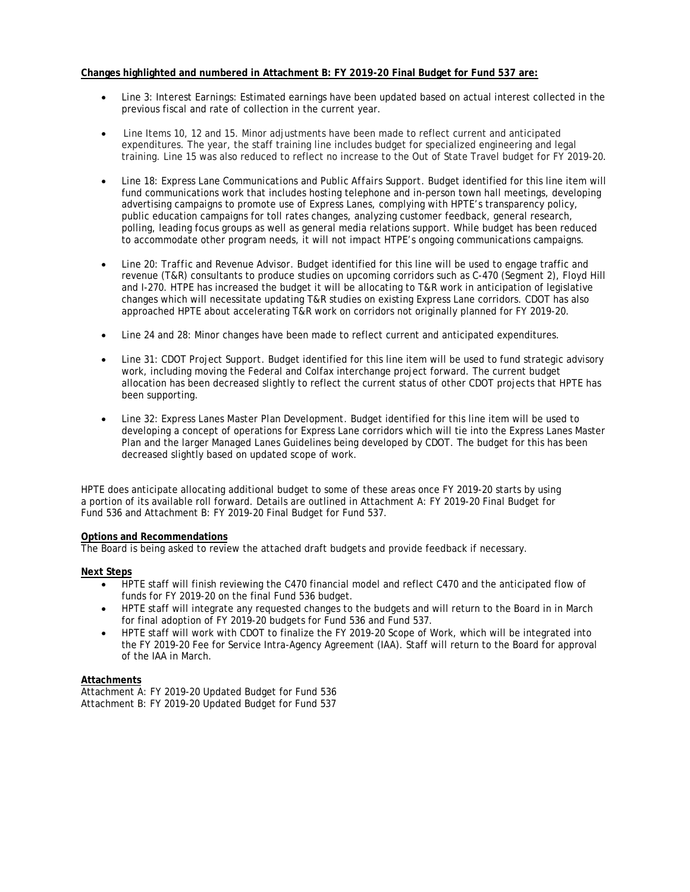**Changes highlighted and numbered in Attachment B: FY 2019-20 Final Budget for Fund 537 are:**

- Line 3: Interest Earnings: Estimated earnings have been updated based on actual interest collected in the previous fiscal and rate of collection in the current year.
- Line Items 10, 12 and 15. Minor adjustments have been made to reflect current and anticipated expenditures. The year, the staff training line includes budget for specialized engineering and legal training. Line 15 was also reduced to reflect no increase to the Out of State Travel budget for FY 2019-20.
- Line 18: Express Lane Communications and Public Affairs Support. Budget identified for this line item will fund communications work that includes hosting telephone and in-person town hall meetings, developing advertising campaigns to promote use of Express Lanes, complying with HPTE's transparency policy, public education campaigns for toll rates changes, analyzing customer feedback, general research, polling, leading focus groups as well as general media relations support. While budget has been reduced to accommodate other program needs, it will not impact HTPE's ongoing communications campaigns.
- Line 20: Traffic and Revenue Advisor. Budget identified for this line will be used to engage traffic and revenue (T&R) consultants to produce studies on upcoming corridors such as C-470 (Segment 2), Floyd Hill and I-270. HTPE has increased the budget it will be allocating to T&R work in anticipation of legislative changes which will necessitate updating T&R studies on existing Express Lane corridors. CDOT has also approached HPTE about accelerating T&R work on corridors not originally planned for FY 2019-20.
- Line 24 and 28: Minor changes have been made to reflect current and anticipated expenditures.
- Line 31: CDOT Project Support. Budget identified for this line item will be used to fund strategic advisory work, including moving the Federal and Colfax interchange project forward. The current budget allocation has been decreased slightly to reflect the current status of other CDOT projects that HPTE has been supporting.
- Line 32: Express Lanes Master Plan Development. Budget identified for this line item will be used to developing a concept of operations for Express Lane corridors which will tie into the Express Lanes Master Plan and the larger Managed Lanes Guidelines being developed by CDOT. The budget for this has been decreased slightly based on updated scope of work.

HPTE does anticipate allocating additional budget to some of these areas once FY 2019-20 starts by using a portion of its available roll forward. Details are outlined in Attachment A: FY 2019-20 Final Budget for Fund 536 and Attachment B: FY 2019-20 Final Budget for Fund 537.

**Options and Recommendations**

The Board is being asked to review the attached draft budgets and provide feedback if necessary.

**Next Steps**

- HPTE staff will finish reviewing the C470 financial model and reflect C470 and the anticipated flow of funds for FY 2019-20 on the final Fund 536 budget.
- HPTE staff will integrate any requested changes to the budgets and will return to the Board in in March for final adoption of FY 2019-20 budgets for Fund 536 and Fund 537.
- HPTE staff will work with CDOT to finalize the FY 2019-20 Scope of Work, which will be integrated into the FY 2019-20 Fee for Service Intra-Agency Agreement (IAA). Staff will return to the Board for approval of the IAA in March.

**Attachments**

Attachment A: FY 2019-20 Updated Budget for Fund 536
Attachment B: FY 2019-20 Updated Budget for Fund 537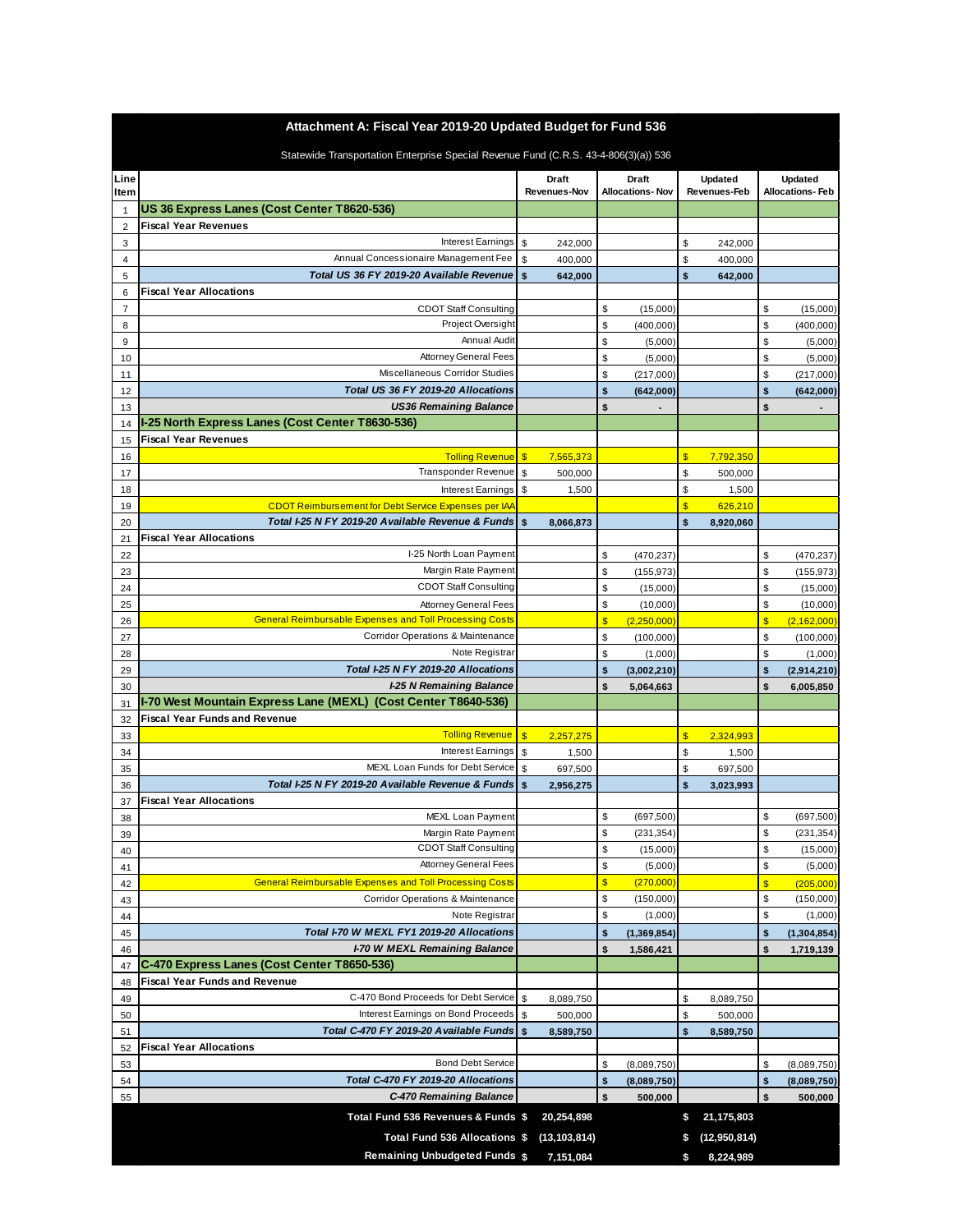## Attachment A: Fiscal Year 2019-20 Updated Budget for Fund 536

Statewide Transportation Enterprise Special Revenue Fund (C.R.S. 43-4-806(3)(a)) 536

| Line Item | | Draft Revenues-Nov | Draft Allocations- Nov | Updated Revenues-Feb | Updated Allocations- Feb |
|---|---|---|---|---|---|
| 1 | **US 36 Express Lanes (Cost Center T8620-536)** | | | | |
| 2 | **Fiscal Year Revenues** | | | | |
| 3 | Interest Earnings | $ 242,000 | | $ 242,000 | |
| 4 | Annual Concessionaire Management Fee | $ 400,000 | | $ 400,000 | |
| 5 | ***Total US 36 FY 2019-20 Available Revenue*** | **$ 642,000** | | **$ 642,000** | |
| 6 | **Fiscal Year Allocations** | | | | |
| 7 | CDOT Staff Consulting | | $ (15,000) | | $ (15,000) |
| 8 | Project Oversight | | $ (400,000) | | $ (400,000) |
| 9 | Annual Audit | | $ (5,000) | | $ (5,000) |
| 10 | Attorney General Fees | | $ (5,000) | | $ (5,000) |
| 11 | Miscellaneous Corridor Studies | | $ (217,000) | | $ (217,000) |
| 12 | ***Total US 36 FY 2019-20 Allocations*** | | **$ (642,000)** | | **$ (642,000)** |
| 13 | ***US36 Remaining Balance*** | | **$ -** | | **$ -** |
| 14 | **I-25 North Express Lanes (Cost Center T8630-536)** | | | | |
| 15 | **Fiscal Year Revenues** | | | | |
| 16 | Tolling Revenue | $ 7,565,373 | | $ 7,792,350 | |
| 17 | Transponder Revenue | $ 500,000 | | $ 500,000 | |
| 18 | Interest Earnings | $ 1,500 | | $ 1,500 | |
| 19 | CDOT Reimbursement for Debt Service Expenses per IAA | | | $ 626,210 | |
| 20 | ***Total I-25 N FY 2019-20 Available Revenue & Funds*** | **$ 8,066,873** | | **$ 8,920,060** | |
| 21 | **Fiscal Year Allocations** | | | | |
| 22 | I-25 North Loan Payment | | $ (470,237) | | $ (470,237) |
| 23 | Margin Rate Payment | | $ (155,973) | | $ (155,973) |
| 24 | CDOT Staff Consulting | | $ (15,000) | | $ (15,000) |
| 25 | Attorney General Fees | | $ (10,000) | | $ (10,000) |
| 26 | General Reimbursable Expenses and Toll Processing Costs | | $ (2,250,000) | | $ (2,162,000) |
| 27 | Corridor Operations & Maintenance | | $ (100,000) | | $ (100,000) |
| 28 | Note Registrar | | $ (1,000) | | $ (1,000) |
| 29 | ***Total I-25 N FY 2019-20 Allocations*** | | **$ (3,002,210)** | | **$ (2,914,210)** |
| 30 | ***I-25 N Remaining Balance*** | | **$ 5,064,663** | | **$ 6,005,850** |
| 31 | **I-70 West Mountain Express Lane (MEXL) (Cost Center T8640-536)** | | | | |
| 32 | **Fiscal Year Funds and Revenue** | | | | |
| 33 | Tolling Revenue | $ 2,257,275 | | $ 2,324,993 | |
| 34 | Interest Earnings | $ 1,500 | | $ 1,500 | |
| 35 | MEXL Loan Funds for Debt Service | $ 697,500 | | $ 697,500 | |
| 36 | ***Total I-25 N FY 2019-20 Available Revenue & Funds*** | **$ 2,956,275** | | **$ 3,023,993** | |
| 37 | **Fiscal Year Allocations** | | | | |
| 38 | MEXL Loan Payment | | $ (697,500) | | $ (697,500) |
| 39 | Margin Rate Payment | | $ (231,354) | | $ (231,354) |
| 40 | CDOT Staff Consulting | | $ (15,000) | | $ (15,000) |
| 41 | Attorney General Fees | | $ (5,000) | | $ (5,000) |
| 42 | General Reimbursable Expenses and Toll Processing Costs | | $ (270,000) | | $ (205,000) |
| 43 | Corridor Operations & Maintenance | | $ (150,000) | | $ (150,000) |
| 44 | Note Registrar | | $ (1,000) | | $ (1,000) |
| 45 | ***Total I-70 W MEXL FY1 2019-20 Allocations*** | | **$ (1,369,854)** | | **$ (1,304,854)** |
| 46 | ***I-70 W MEXL Remaining Balance*** | | **$ 1,586,421** | | **$ 1,719,139** |
| 47 | **C-470 Express Lanes (Cost Center T8650-536)** | | | | |
| 48 | **Fiscal Year Funds and Revenue** | | | | |
| 49 | C-470 Bond Proceeds for Debt Service | $ 8,089,750 | | $ 8,089,750 | |
| 50 | Interest Earnings on Bond Proceeds | $ 500,000 | | $ 500,000 | |
| 51 | ***Total C-470 FY 2019-20 Available Funds*** | **$ 8,589,750** | | **$ 8,589,750** | |
| 52 | **Fiscal Year Allocations** | | | | |
| 53 | Bond Debt Service | | $ (8,089,750) | | $ (8,089,750) |
| 54 | ***Total C-470 FY 2019-20 Allocations*** | | **$ (8,089,750)** | | **$ (8,089,750)** |
| 55 | ***C-470 Remaining Balance*** | | **$ 500,000** | | **$ 500,000** |
| | **Total Fund 536 Revenues & Funds $** | **20,254,898** | | **$ 21,175,803** | |
| | **Total Fund 536 Allocations $** | **(13,103,814)** | | **$ (12,950,814)** | |
| | **Remaining Unbudgeted Funds $** | **7,151,084** | | **$ 8,224,989** | |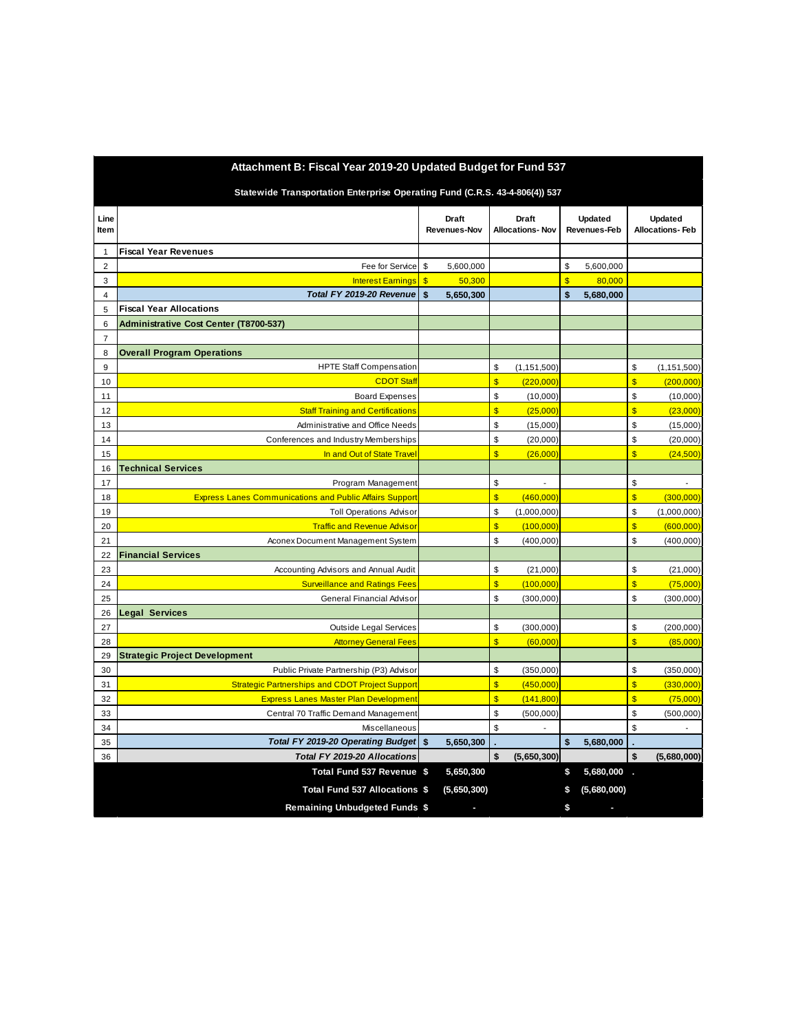# Attachment B: Fiscal Year 2019-20 Updated Budget for Fund 537

## Statewide Transportation Enterprise Operating Fund (C.R.S. 43-4-806(4)) 537

| Line Item | | Draft Revenues-Nov | Draft Allocations- Nov | Updated Revenues-Feb | Updated Allocations- Feb |
|---|---|---|---|---|---|
| 1 | **Fiscal Year Revenues** | | | | |
| 2 | Fee for Service | $ 5,600,000 | | $ 5,600,000 | |
| 3 | Interest Earnings | $ 50,300 | | $ 80,000 | |
| 4 | ***Total FY 2019-20 Revenue*** | **$ 5,650,300** | | **$ 5,680,000** | |
| 5 | **Fiscal Year Allocations** | | | | |
| 6 | **Administrative Cost Center (T8700-537)** | | | | |
| 7 | | | | | |
| 8 | **Overall Program Operations** | | | | |
| 9 | HPTE Staff Compensation | | $ (1,151,500) | | $ (1,151,500) |
| 10 | CDOT Staff | | $ (220,000) | | $ (200,000) |
| 11 | Board Expenses | | $ (10,000) | | $ (10,000) |
| 12 | Staff Training and Certifications | | $ (25,000) | | $ (23,000) |
| 13 | Administrative and Office Needs | | $ (15,000) | | $ (15,000) |
| 14 | Conferences and Industry Memberships | | $ (20,000) | | $ (20,000) |
| 15 | In and Out of State Travel | | $ (26,000) | | $ (24,500) |
| 16 | **Technical Services** | | | | |
| 17 | Program Management | | $ - | | $ - |
| 18 | Express Lanes Communications and Public Affairs Support | | $ (460,000) | | $ (300,000) |
| 19 | Toll Operations Advisor | | $ (1,000,000) | | $ (1,000,000) |
| 20 | Traffic and Revenue Advisor | | $ (100,000) | | $ (600,000) |
| 21 | Aconex Document Management System | | $ (400,000) | | $ (400,000) |
| 22 | **Financial Services** | | | | |
| 23 | Accounting Advisors and Annual Audit | | $ (21,000) | | $ (21,000) |
| 24 | Surveillance and Ratings Fees | | $ (100,000) | | $ (75,000) |
| 25 | General Financial Advisor | | $ (300,000) | | $ (300,000) |
| 26 | **Legal Services** | | | | |
| 27 | Outside Legal Services | | $ (300,000) | | $ (200,000) |
| 28 | Attorney General Fees | | $ (60,000) | | $ (85,000) |
| 29 | **Strategic Project Development** | | | | |
| 30 | Public Private Partnership (P3) Advisor | | $ (350,000) | | $ (350,000) |
| 31 | Strategic Partnerships and CDOT Project Support | | $ (450,000) | | $ (330,000) |
| 32 | Express Lanes Master Plan Development | | $ (141,800) | | $ (75,000) |
| 33 | Central 70 Traffic Demand Management | | $ (500,000) | | $ (500,000) |
| 34 | Miscellaneous | | $ - | | $ - |
| 35 | ***Total FY 2019-20 Operating Budget*** | **$ 5,650,300** | . | **$ 5,680,000** | . |
| 36 | ***Total FY 2019-20 Allocations*** | | **$ (5,650,300)** | | **$ (5,680,000)** |
| | **Total Fund 537 Revenue** | **$ 5,650,300** | | **$ 5,680,000** | . |
| | **Total Fund 537 Allocations** | **$ (5,650,300)** | | **$ (5,680,000)** | |
| | **Remaining Unbudgeted Funds** | **$ -** | | **$ -** | |